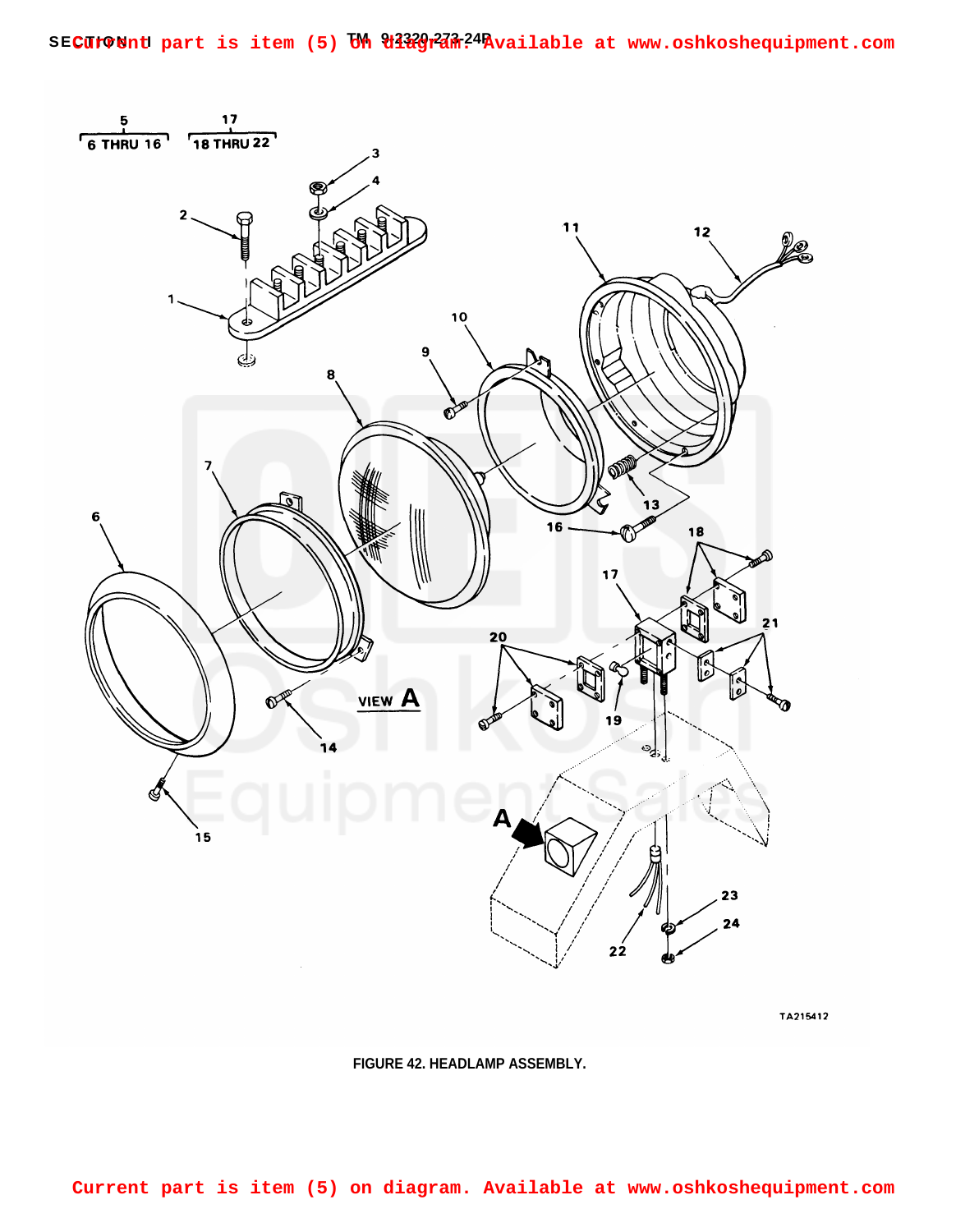Current part is item (5) on diagram. Available at www.oshkoshequipment.com

FIGURE 42. HEADLAMP ASSEMBLY.

Current part is item (5) on diagram. Available at www.oshkoshequipment.com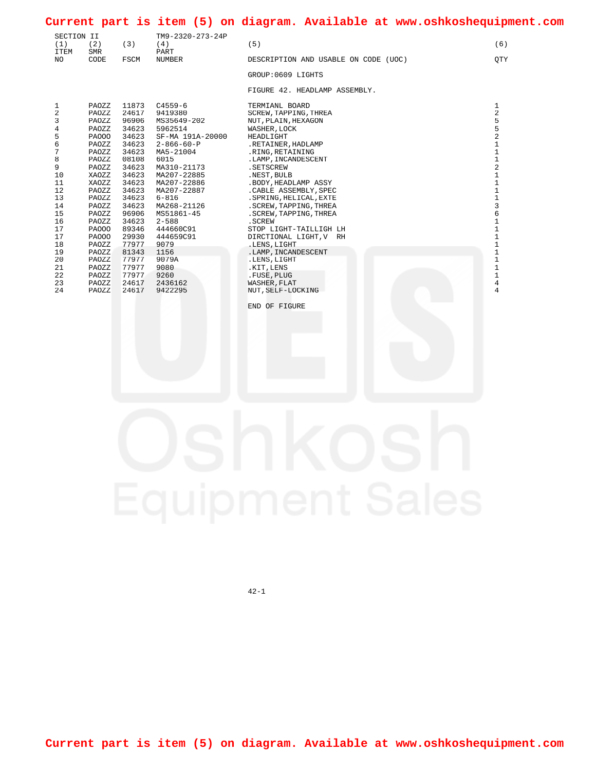**Current part is item (5) on diagram. Available at www.oshkoshequipment.com**

SECTION II — TM9-2320-273-24P

| (1) ITEM NO | (2) SMR CODE | (3) FSCM | (4) PART NUMBER | (5) DESCRIPTION AND USABLE ON CODE (UOC) | (6) QTY |
|---|---|---|---|---|---|
| | | | | GROUP:0609 LIGHTS | |
| | | | | FIGURE 42. HEADLAMP ASSEMBLY. | |
| 1 | PAOZZ | 11873 | C4559-6 | TERMIANL BOARD | 1 |
| 2 | PAOZZ | 24617 | 9419380 | SCREW,TAPPING,THREA | 2 |
| 3 | PAOZZ | 96906 | MS35649-202 | NUT,PLAIN,HEXAGON | 5 |
| 4 | PAOZZ | 34623 | 5962514 | WASHER,LOCK | 5 |
| 5 | PAOOO | 34623 | SF-MA 191A-20000 | HEADLIGHT | 2 |
| 6 | PAOZZ | 34623 | 2-866-60-P | .RETAINER,HADLAMP | 1 |
| 7 | PAOZZ | 34623 | MA5-21004 | .RING,RETAINING | 1 |
| 8 | PAOZZ | 08108 | 6015 | .LAMP,INCANDESCENT | 1 |
| 9 | PAOZZ | 34623 | MA310-21173 | .SETSCREW | 2 |
| 10 | XAOZZ | 34623 | MA207-22885 | .NEST,BULB | 1 |
| 11 | XAOZZ | 34623 | MA207-22886 | .BODY,HEADLAMP ASSY | 1 |
| 12 | PAOZZ | 34623 | MA207-22887 | .CABLE ASSEMBLY,SPEC | 1 |
| 13 | PAOZZ | 34623 | 6-816 | .SPRING,HELICAL,EXTE | 1 |
| 14 | PAOZZ | 34623 | MA268-21126 | .SCREW,TAPPING,THREA | 3 |
| 15 | PAOZZ | 96906 | MS51861-45 | .SCREW,TAPPING,THREA | 6 |
| 16 | PAOZZ | 34623 | 2-588 | .SCREW | 1 |
| 17 | PAOOO | 89346 | 444660C91 | STOP LIGHT-TAILLIGH LH | 1 |
| 17 | PAOOO | 29930 | 444659C91 | DIRCTIONAL LIGHT,V RH | 1 |
| 18 | PAOZZ | 77977 | 9079 | .LENS,LIGHT | 1 |
| 19 | PAOZZ | 81343 | 1156 | .LAMP,INCANDESCENT | 1 |
| 20 | PAOZZ | 77977 | 9079A | .LENS,LIGHT | 1 |
| 21 | PAOZZ | 77977 | 9080 | .KIT,LENS | 1 |
| 22 | PAOZZ | 77977 | 9260 | .FUSE,PLUG | 1 |
| 23 | PAOZZ | 24617 | 2436162 | WASHER,FLAT | 4 |
| 24 | PAOZZ | 24617 | 9422295 | NUT,SELF-LOCKING | 4 |
| | | | | END OF FIGURE | |

**Current part is item (5) on diagram. Available at www.oshkoshequipment.com**